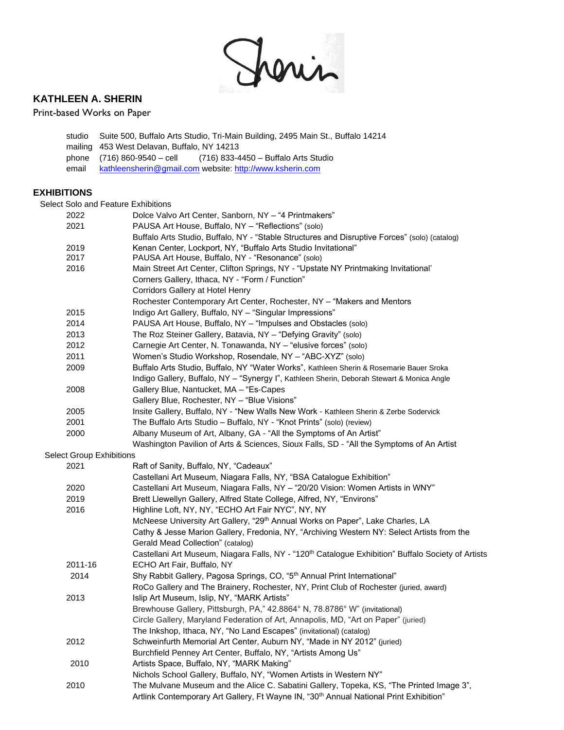# KATHLEEN A. SHERIN

Print-based Works on Paper

studio Suite 500, Buffalo Arts Studio, Tri-Main Building, 2495 Main St., Buffalo 14214
mailing 453 West Delavan, Buffalo, NY 14213
phone (716) 860-9540 – cell (716) 833-4450 – Buffalo Arts Studio
email kathleensherin@gmail.com website: http://www.ksherin.com

## EXHIBITIONS

Select Solo and Feature Exhibitions

| | |
|---|---|
| 2022 | Dolce Valvo Art Center, Sanborn, NY – "4 Printmakers" |
| 2021 | PAUSA Art House, Buffalo, NY – "Reflections" (solo) |
| | Buffalo Arts Studio, Buffalo, NY - "Stable Structures and Disruptive Forces" (solo) (catalog) |
| 2019 | Kenan Center, Lockport, NY, "Buffalo Arts Studio Invitational" |
| 2017 | PAUSA Art House, Buffalo, NY - "Resonance" (solo) |
| 2016 | Main Street Art Center, Clifton Springs, NY - "Upstate NY Printmaking Invitational' |
| | Corners Gallery, Ithaca, NY - "Form / Function" |
| | Corridors Gallery at Hotel Henry |
| | Rochester Contemporary Art Center, Rochester, NY – "Makers and Mentors |
| 2015 | Indigo Art Gallery, Buffalo, NY – "Singular Impressions" |
| 2014 | PAUSA Art House, Buffalo, NY – "Impulses and Obstacles (solo) |
| 2013 | The Roz Steiner Gallery, Batavia, NY – "Defying Gravity" (solo) |
| 2012 | Carnegie Art Center, N. Tonawanda, NY – "elusive forces" (solo) |
| 2011 | Women's Studio Workshop, Rosendale, NY – "ABC-XYZ" (solo) |
| 2009 | Buffalo Arts Studio, Buffalo, NY "Water Works", Kathleen Sherin & Rosemarie Bauer Sroka |
| | Indigo Gallery, Buffalo, NY – "Synergy I", Kathleen Sherin, Deborah Stewart & Monica Angle |
| 2008 | Gallery Blue, Nantucket, MA – "Es-Capes |
| | Gallery Blue, Rochester, NY – "Blue Visions" |
| 2005 | Insite Gallery, Buffalo, NY - "New Walls New Work - Kathleen Sherin & Zerbe Sodervick |
| 2001 | The Buffalo Arts Studio – Buffalo, NY - "Knot Prints" (solo) (review) |
| 2000 | Albany Museum of Art, Albany, GA - "All the Symptoms of An Artist" |
| | Washington Pavilion of Arts & Sciences, Sioux Falls, SD - "All the Symptoms of An Artist |

Select Group Exhibitions

| | |
|---|---|
| 2021 | Raft of Sanity, Buffalo, NY, "Cadeaux" |
| | Castellani Art Museum, Niagara Falls, NY, "BSA Catalogue Exhibition" |
| 2020 | Castellani Art Museum, Niagara Falls, NY – "20/20 Vision: Women Artists in WNY" |
| 2019 | Brett Llewellyn Gallery, Alfred State College, Alfred, NY, "Environs" |
| 2016 | Highline Loft, NY, NY, "ECHO Art Fair NYC", NY, NY |
| | McNeese University Art Gallery, "29th Annual Works on Paper", Lake Charles, LA |
| | Cathy & Jesse Marion Gallery, Fredonia, NY, "Archiving Western NY: Select Artists from the Gerald Mead Collection" (catalog) |
| | Castellani Art Museum, Niagara Falls, NY - "120th Catalogue Exhibition" Buffalo Society of Artists |
| 2011-16 | ECHO Art Fair, Buffalo, NY |
| 2014 | Shy Rabbit Gallery, Pagosa Springs, CO, "5th Annual Print International" |
| | RoCo Gallery and The Brainery, Rochester, NY, Print Club of Rochester (juried, award) |
| 2013 | Islip Art Museum, Islip, NY, "MARK Artists" |
| | Brewhouse Gallery, Pittsburgh, PA," 42.8864° N, 78.8786° W" (invitational) |
| | Circle Gallery, Maryland Federation of Art, Annapolis, MD, "Art on Paper" (juried) |
| | The Inkshop, Ithaca, NY, "No Land Escapes" (invitational) (catalog) |
| 2012 | Schweinfurth Memorial Art Center, Auburn NY, "Made in NY 2012" (juried) |
| | Burchfield Penney Art Center, Buffalo, NY, "Artists Among Us" |
| 2010 | Artists Space, Buffalo, NY, "MARK Making" |
| | Nichols School Gallery, Buffalo, NY, "Women Artists in Western NY" |
| 2010 | The Mulvane Museum and the Alice C. Sabatini Gallery, Topeka, KS, "The Printed Image 3", |
| | Artlink Contemporary Art Gallery, Ft Wayne IN, "30th Annual National Print Exhibition" |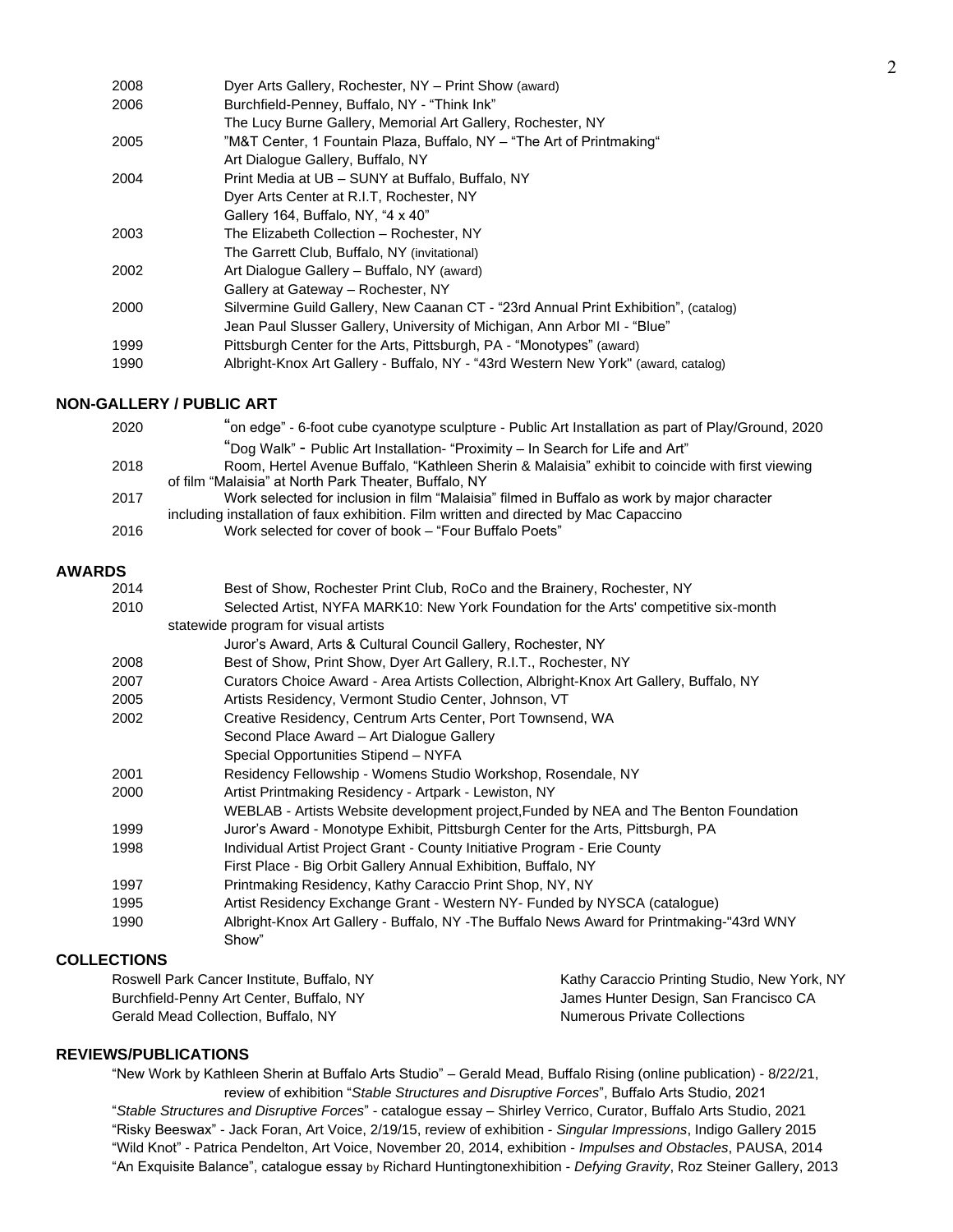2008 Dyer Arts Gallery, Rochester, NY – Print Show (award)
2006 Burchfield-Penney, Buffalo, NY - "Think Ink"
The Lucy Burne Gallery, Memorial Art Gallery, Rochester, NY
2005 "M&T Center, 1 Fountain Plaza, Buffalo, NY – "The Art of Printmaking"
Art Dialogue Gallery, Buffalo, NY
2004 Print Media at UB – SUNY at Buffalo, Buffalo, NY
Dyer Arts Center at R.I.T, Rochester, NY
Gallery 164, Buffalo, NY, "4 x 40"
2003 The Elizabeth Collection – Rochester, NY
The Garrett Club, Buffalo, NY (invitational)
2002 Art Dialogue Gallery – Buffalo, NY (award)
Gallery at Gateway – Rochester, NY
2000 Silvermine Guild Gallery, New Caanan CT - "23rd Annual Print Exhibition", (catalog)
Jean Paul Slusser Gallery, University of Michigan, Ann Arbor MI - "Blue"
1999 Pittsburgh Center for the Arts, Pittsburgh, PA - "Monotypes" (award)
1990 Albright-Knox Art Gallery - Buffalo, NY - "43rd Western New York" (award, catalog)

## NON-GALLERY / PUBLIC ART

2020 "on edge" - 6-foot cube cyanotype sculpture - Public Art Installation as part of Play/Ground, 2020
"Dog Walk" - Public Art Installation- "Proximity – In Search for Life and Art"
2018 Room, Hertel Avenue Buffalo, "Kathleen Sherin & Malaisia" exhibit to coincide with first viewing of film "Malaisia" at North Park Theater, Buffalo, NY
2017 Work selected for inclusion in film "Malaisia" filmed in Buffalo as work by major character including installation of faux exhibition. Film written and directed by Mac Capaccino
2016 Work selected for cover of book – "Four Buffalo Poets"

## AWARDS

2014 Best of Show, Rochester Print Club, RoCo and the Brainery, Rochester, NY
2010 Selected Artist, NYFA MARK10: New York Foundation for the Arts' competitive six-month statewide program for visual artists
Juror's Award, Arts & Cultural Council Gallery, Rochester, NY
2008 Best of Show, Print Show, Dyer Art Gallery, R.I.T., Rochester, NY
2007 Curators Choice Award - Area Artists Collection, Albright-Knox Art Gallery, Buffalo, NY
2005 Artists Residency, Vermont Studio Center, Johnson, VT
2002 Creative Residency, Centrum Arts Center, Port Townsend, WA
Second Place Award – Art Dialogue Gallery
Special Opportunities Stipend – NYFA
2001 Residency Fellowship - Womens Studio Workshop, Rosendale, NY
2000 Artist Printmaking Residency - Artpark - Lewiston, NY
WEBLAB - Artists Website development project,Funded by NEA and The Benton Foundation
1999 Juror's Award - Monotype Exhibit, Pittsburgh Center for the Arts, Pittsburgh, PA
1998 Individual Artist Project Grant - County Initiative Program - Erie County
First Place - Big Orbit Gallery Annual Exhibition, Buffalo, NY
1997 Printmaking Residency, Kathy Caraccio Print Shop, NY, NY
1995 Artist Residency Exchange Grant - Western NY- Funded by NYSCA (catalogue)
1990 Albright-Knox Art Gallery - Buffalo, NY -The Buffalo News Award for Printmaking-"43rd WNY Show"

## COLLECTIONS

Roswell Park Cancer Institute, Buffalo, NY
Burchfield-Penny Art Center, Buffalo, NY
Gerald Mead Collection, Buffalo, NY
Kathy Caraccio Printing Studio, New York, NY
James Hunter Design, San Francisco CA
Numerous Private Collections

## REVIEWS/PUBLICATIONS

"New Work by Kathleen Sherin at Buffalo Arts Studio" – Gerald Mead, Buffalo Rising (online publication) - 8/22/21, review of exhibition "*Stable Structures and Disruptive Forces*", Buffalo Arts Studio, 2021

"*Stable Structures and Disruptive Forces*" - catalogue essay – Shirley Verrico, Curator, Buffalo Arts Studio, 2021

"Risky Beeswax" - Jack Foran, Art Voice, 2/19/15, review of exhibition - *Singular Impressions*, Indigo Gallery 2015

"Wild Knot" - Patrica Pendelton, Art Voice, November 20, 2014, exhibition - *Impulses and Obstacles*, PAUSA, 2014

"An Exquisite Balance", catalogue essay by Richard Huntingtonexhibition - *Defying Gravity*, Roz Steiner Gallery, 2013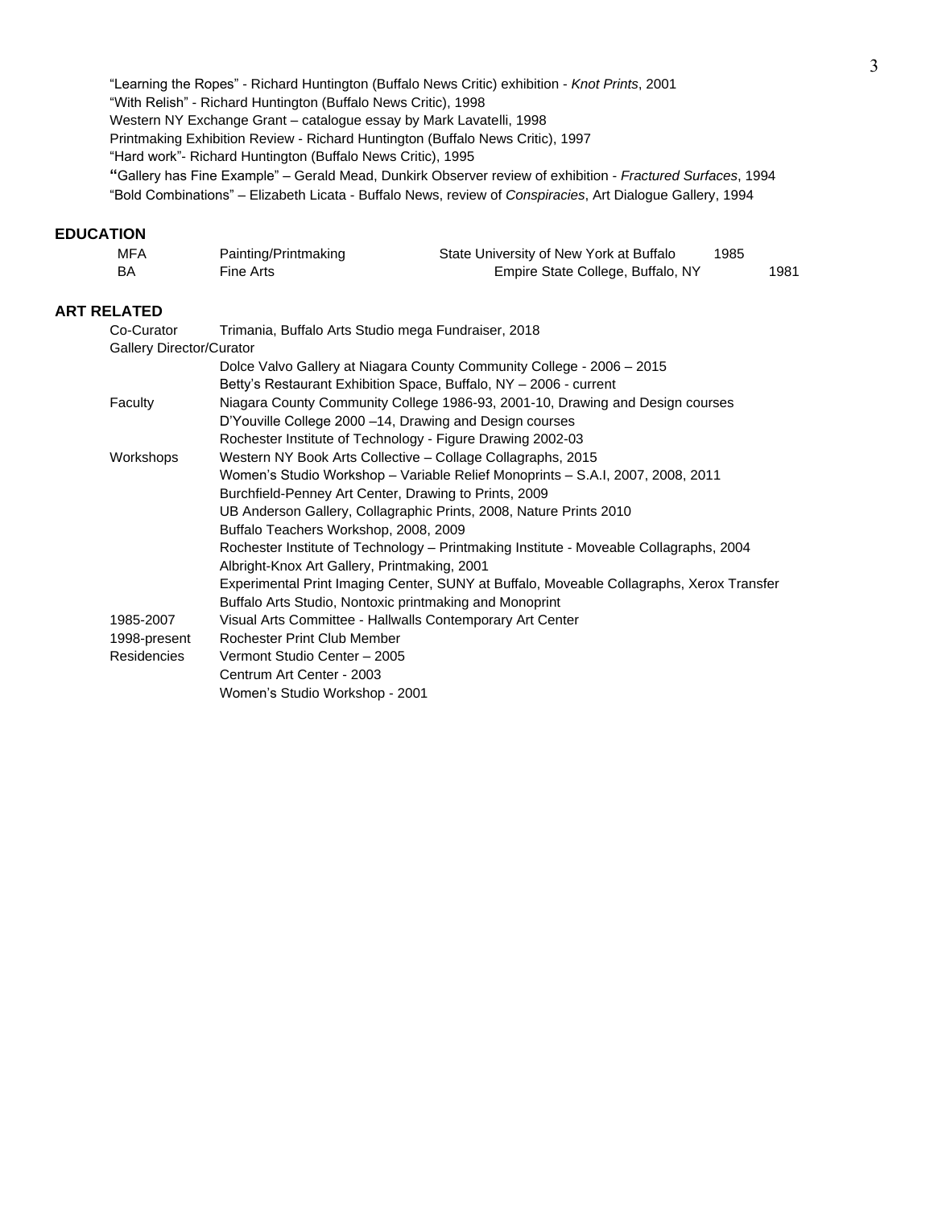"Learning the Ropes" - Richard Huntington (Buffalo News Critic) exhibition - *Knot Prints*, 2001
"With Relish" - Richard Huntington (Buffalo News Critic), 1998
Western NY Exchange Grant – catalogue essay by Mark Lavatelli, 1998
Printmaking Exhibition Review - Richard Huntington (Buffalo News Critic), 1997
"Hard work"- Richard Huntington (Buffalo News Critic), 1995
"Gallery has Fine Example" – Gerald Mead, Dunkirk Observer review of exhibition - *Fractured Surfaces*, 1994
"Bold Combinations" – Elizabeth Licata - Buffalo News, review of *Conspiracies*, Art Dialogue Gallery, 1994

## EDUCATION

| | | | |
|---|---|---|---|
| MFA | Painting/Printmaking | State University of New York at Buffalo | 1985 |
| BA | Fine Arts | Empire State College, Buffalo, NY | 1981 |

## ART RELATED

| | |
|---|---|
| Co-Curator | Trimania, Buffalo Arts Studio mega Fundraiser, 2018 |
| Gallery Director/Curator | |
| | Dolce Valvo Gallery at Niagara County Community College - 2006 – 2015 |
| | Betty's Restaurant Exhibition Space, Buffalo, NY – 2006 - current |
| Faculty | Niagara County Community College 1986-93, 2001-10, Drawing and Design courses |
| | D'Youville College 2000 –14, Drawing and Design courses |
| | Rochester Institute of Technology - Figure Drawing 2002-03 |
| Workshops | Western NY Book Arts Collective – Collage Collagraphs, 2015 |
| | Women's Studio Workshop – Variable Relief Monoprints – S.A.I, 2007, 2008, 2011 |
| | Burchfield-Penney Art Center, Drawing to Prints, 2009 |
| | UB Anderson Gallery, Collagraphic Prints, 2008, Nature Prints 2010 |
| | Buffalo Teachers Workshop, 2008, 2009 |
| | Rochester Institute of Technology – Printmaking Institute - Moveable Collagraphs, 2004 |
| | Albright-Knox Art Gallery, Printmaking, 2001 |
| | Experimental Print Imaging Center, SUNY at Buffalo, Moveable Collagraphs, Xerox Transfer |
| | Buffalo Arts Studio, Nontoxic printmaking and Monoprint |
| 1985-2007 | Visual Arts Committee - Hallwalls Contemporary Art Center |
| 1998-present | Rochester Print Club Member |
| Residencies | Vermont Studio Center – 2005 |
| | Centrum Art Center - 2003 |
| | Women's Studio Workshop - 2001 |